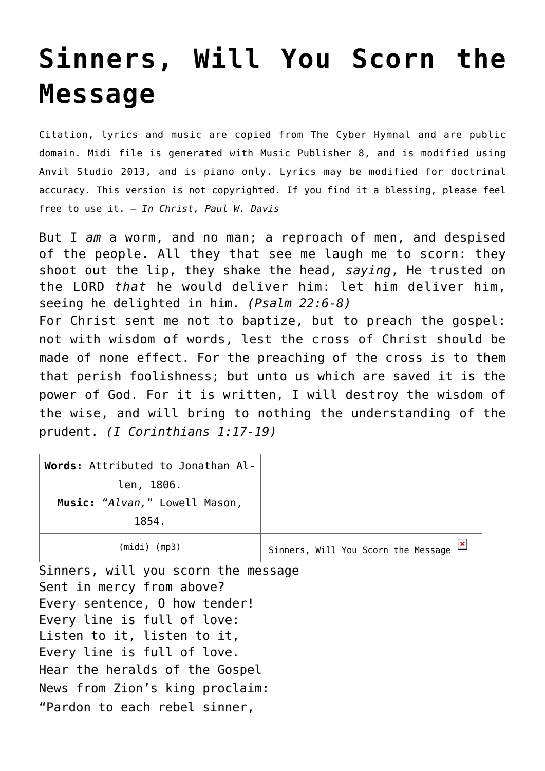# Sinners, Will You Scorn the Message

Citation, lyrics and music are copied from The Cyber Hymnal and are public domain. Midi file is generated with Music Publisher 8, and is modified using Anvil Studio 2013, and is piano only. Lyrics may be modified for doctrinal accuracy. This version is not copyrighted. If you find it a blessing, please feel free to use it. – *In Christ, Paul W. Davis*

But I *am* a worm, and no man; a reproach of men, and despised of the people. All they that see me laugh me to scorn: they shoot out the lip, they shake the head, *saying*, He trusted on the LORD *that* he would deliver him: let him deliver him, seeing he delighted in him. *(Psalm 22:6-8)*
For Christ sent me not to baptize, but to preach the gospel: not with wisdom of words, lest the cross of Christ should be made of none effect. For the preaching of the cross is to them that perish foolishness; but unto us which are saved it is the power of God. For it is written, I will destroy the wisdom of the wise, and will bring to nothing the understanding of the prudent. *(I Corinthians 1:17-19)*

| **Words:** Attributed to Jonathan Allen, 1806. **Music:** "*Alvan,*" Lowell Mason, 1854. | |
|---|---|
| (midi) (mp3) | Sinners, Will You Scorn the Message |

Sinners, will you scorn the message
Sent in mercy from above?
Every sentence, O how tender!
Every line is full of love:
Listen to it, listen to it,
Every line is full of love.
Hear the heralds of the Gospel
News from Zion's king proclaim:
"Pardon to each rebel sinner,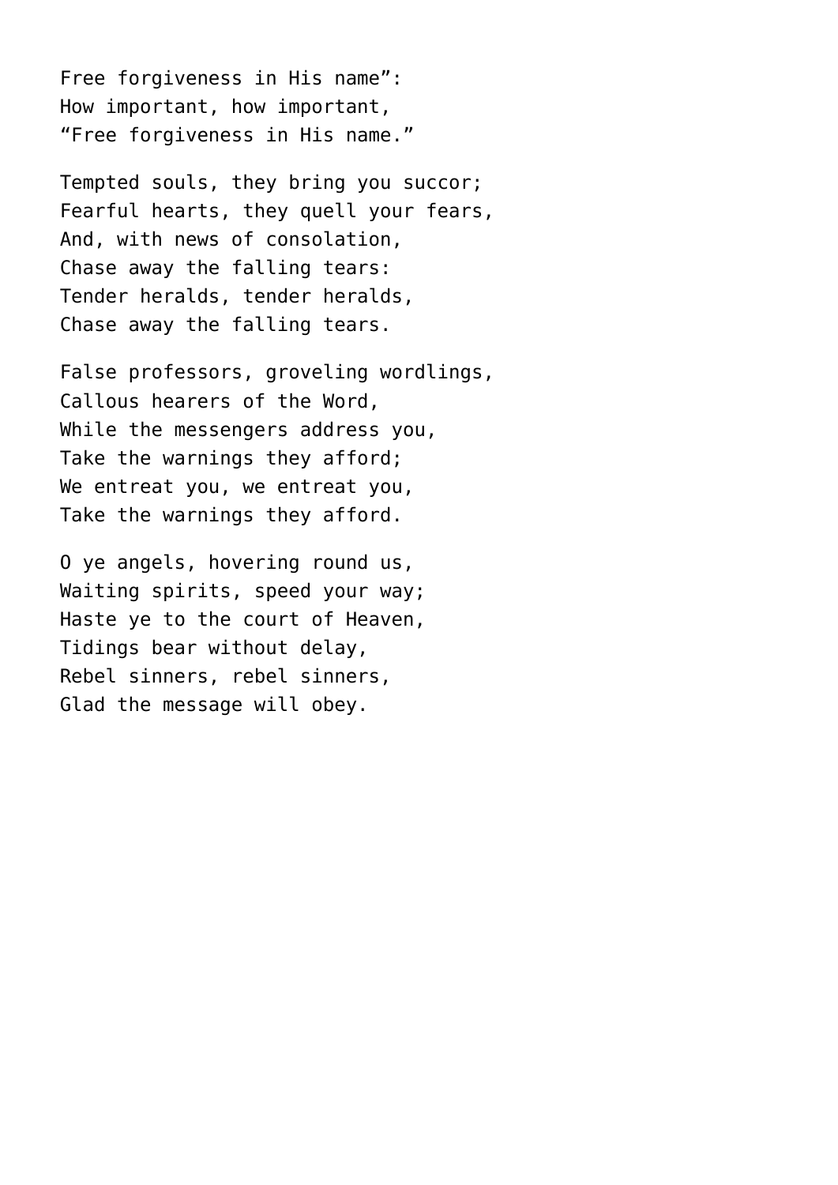Free forgiveness in His name”:  
How important, how important,  
“Free forgiveness in His name.”

Tempted souls, they bring you succor;  
Fearful hearts, they quell your fears,  
And, with news of consolation,  
Chase away the falling tears:  
Tender heralds, tender heralds,  
Chase away the falling tears.

False professors, groveling wordlings,  
Callous hearers of the Word,  
While the messengers address you,  
Take the warnings they afford;  
We entreat you, we entreat you,  
Take the warnings they afford.

O ye angels, hovering round us,  
Waiting spirits, speed your way;  
Haste ye to the court of Heaven,  
Tidings bear without delay,  
Rebel sinners, rebel sinners,  
Glad the message will obey.